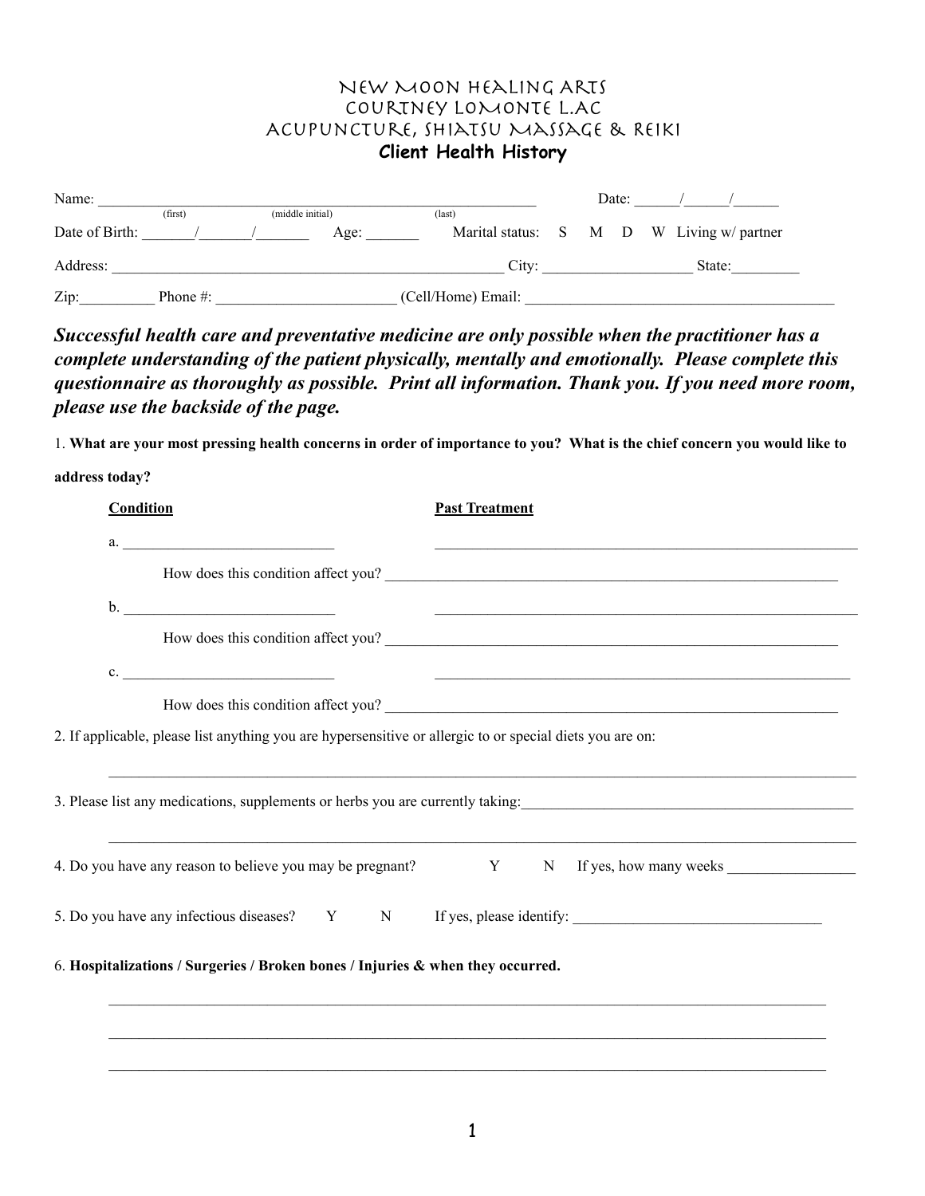# New Moon Healing Arts
# Courtney LoMonte L.Ac
# Acupuncture, Shiatsu Massage & Reiki
## Client Health History

Name: ________________________________________________ Date: ______/______/______
(first) (middle initial) (last)

Date of Birth: _______/_______/_______ Age: _______ Marital status: S M D W Living w/ partner

Address: ______________________________________________ City: ___________________ State:_________

Zip:__________ Phone #: ________________________ (Cell/Home) Email: ________________________________________

***Successful health care and preventative medicine are only possible when the practitioner has a complete understanding of the patient physically, mentally and emotionally. Please complete this questionnaire as thoroughly as possible. Print all information. Thank you. If you need more room, please use the backside of the page.***

1. **What are your most pressing health concerns in order of importance to you? What is the chief concern you would like to address today?**

**Condition** **Past Treatment**

a. ____________________________ ________________________________________________________

How does this condition affect you? ______________________________________________________________

b. ____________________________ ________________________________________________________

How does this condition affect you? ______________________________________________________________

c. ____________________________ ________________________________________________________

How does this condition affect you? ______________________________________________________________

2. If applicable, please list anything you are hypersensitive or allergic to or special diets you are on:

______________________________________________________________________________________________

3. Please list any medications, supplements or herbs you are currently taking:______________________________________

______________________________________________________________________________________________

4. Do you have any reason to believe you may be pregnant? Y N If yes, how many weeks _________________

5. Do you have any infectious diseases? Y N If yes, please identify: _________________________________

6. **Hospitalizations / Surgeries / Broken bones / Injuries & when they occurred.**

______________________________________________________________________________________________

______________________________________________________________________________________________

______________________________________________________________________________________________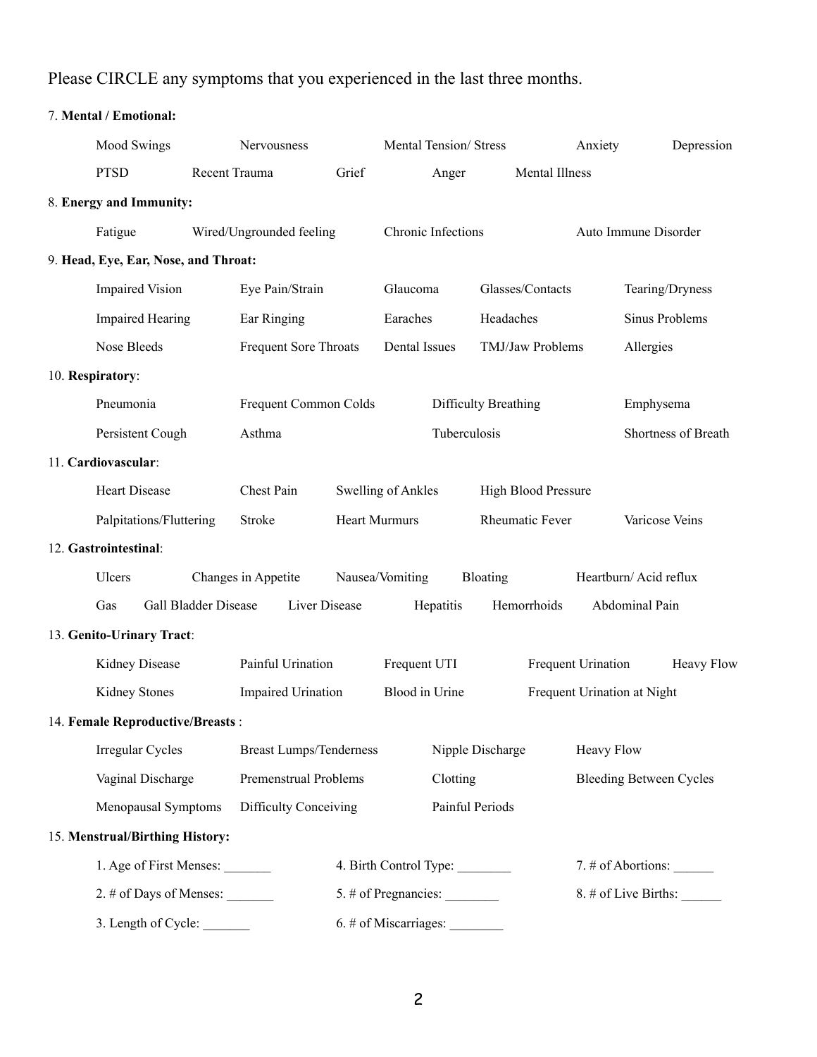Please CIRCLE any symptoms that you experienced in the last three months.

7. **Mental / Emotional:**

Mood Swings | Nervousness | Mental Tension/ Stress | Anxiety | Depression

PTSD | Recent Trauma | Grief | Anger | Mental Illness

8. **Energy and Immunity:**

Fatigue | Wired/Ungrounded feeling | Chronic Infections | Auto Immune Disorder

9. **Head, Eye, Ear, Nose, and Throat:**

Impaired Vision | Eye Pain/Strain | Glaucoma | Glasses/Contacts | Tearing/Dryness

Impaired Hearing | Ear Ringing | Earaches | Headaches | Sinus Problems

Nose Bleeds | Frequent Sore Throats | Dental Issues | TMJ/Jaw Problems | Allergies

10. **Respiratory**:

Pneumonia | Frequent Common Colds | Difficulty Breathing | Emphysema

Persistent Cough | Asthma | Tuberculosis | Shortness of Breath

11. **Cardiovascular**:

Heart Disease | Chest Pain | Swelling of Ankles | High Blood Pressure

Palpitations/Fluttering | Stroke | Heart Murmurs | Rheumatic Fever | Varicose Veins

12. **Gastrointestinal**:

Ulcers | Changes in Appetite | Nausea/Vomiting | Bloating | Heartburn/ Acid reflux

Gas | Gall Bladder Disease | Liver Disease | Hepatitis | Hemorrhoids | Abdominal Pain

13. **Genito-Urinary Tract**:

Kidney Disease | Painful Urination | Frequent UTI | Frequent Urination | Heavy Flow

Kidney Stones | Impaired Urination | Blood in Urine | Frequent Urination at Night

14. **Female Reproductive/Breasts** :

Irregular Cycles | Breast Lumps/Tenderness | Nipple Discharge | Heavy Flow

Vaginal Discharge | Premenstrual Problems | Clotting | Bleeding Between Cycles

Menopausal Symptoms | Difficulty Conceiving | Painful Periods

15. **Menstrual/Birthing History:**

1. Age of First Menses: _______
2. # of Days of Menses: _______
3. Length of Cycle: _______
4. Birth Control Type: ________
5. # of Pregnancies: ________
6. # of Miscarriages: ________
7. # of Abortions: ______
8. # of Live Births: ______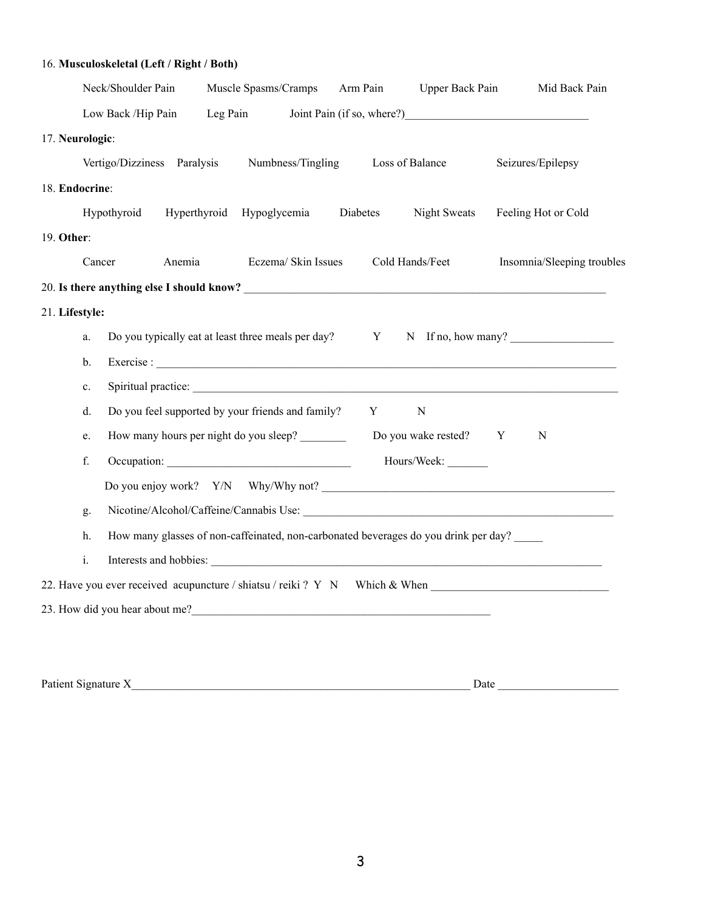16. **Musculoskeletal (Left / Right / Both)**

Neck/Shoulder Pain     Muscle Spasms/Cramps     Arm Pain     Upper Back Pain     Mid Back Pain

Low Back /Hip Pain     Leg Pain     Joint Pain (if so, where?)________________________________

17. **Neurologic**:

Vertigo/Dizziness     Paralysis     Numbness/Tingling     Loss of Balance     Seizures/Epilepsy

18. **Endocrine**:

Hypothyroid     Hyperthyroid     Hypoglycemia     Diabetes     Night Sweats     Feeling Hot or Cold

19. **Other**:

Cancer     Anemia     Eczema/ Skin Issues     Cold Hands/Feet     Insomnia/Sleeping troubles

20. **Is there anything else I should know?** _________________________________________________________________

21. **Lifestyle:**

a. Do you typically eat at least three meals per day?     Y     N     If no, how many? __________________

b. Exercise : ___________________________________________________________________________________

c. Spiritual practice: ____________________________________________________________________________

d. Do you feel supported by your friends and family?     Y     N

e. How many hours per night do you sleep? ________     Do you wake rested?     Y     N

f. Occupation: _________________________________     Hours/Week: _______

Do you enjoy work?   Y/N     Why/Why not? _____________________________________________________

g. Nicotine/Alcohol/Caffeine/Cannabis Use: _______________________________________________________

h. How many glasses of non-caffeinated, non-carbonated beverages do you drink per day? _____

i. Interests and hobbies: _______________________________________________________________________

22. Have you ever received acupuncture / shiatsu / reiki ? Y N     Which & When _______________________________

23. How did you hear about me?______________________________________________________

Patient Signature X_____________________________________________________________ Date _____________________